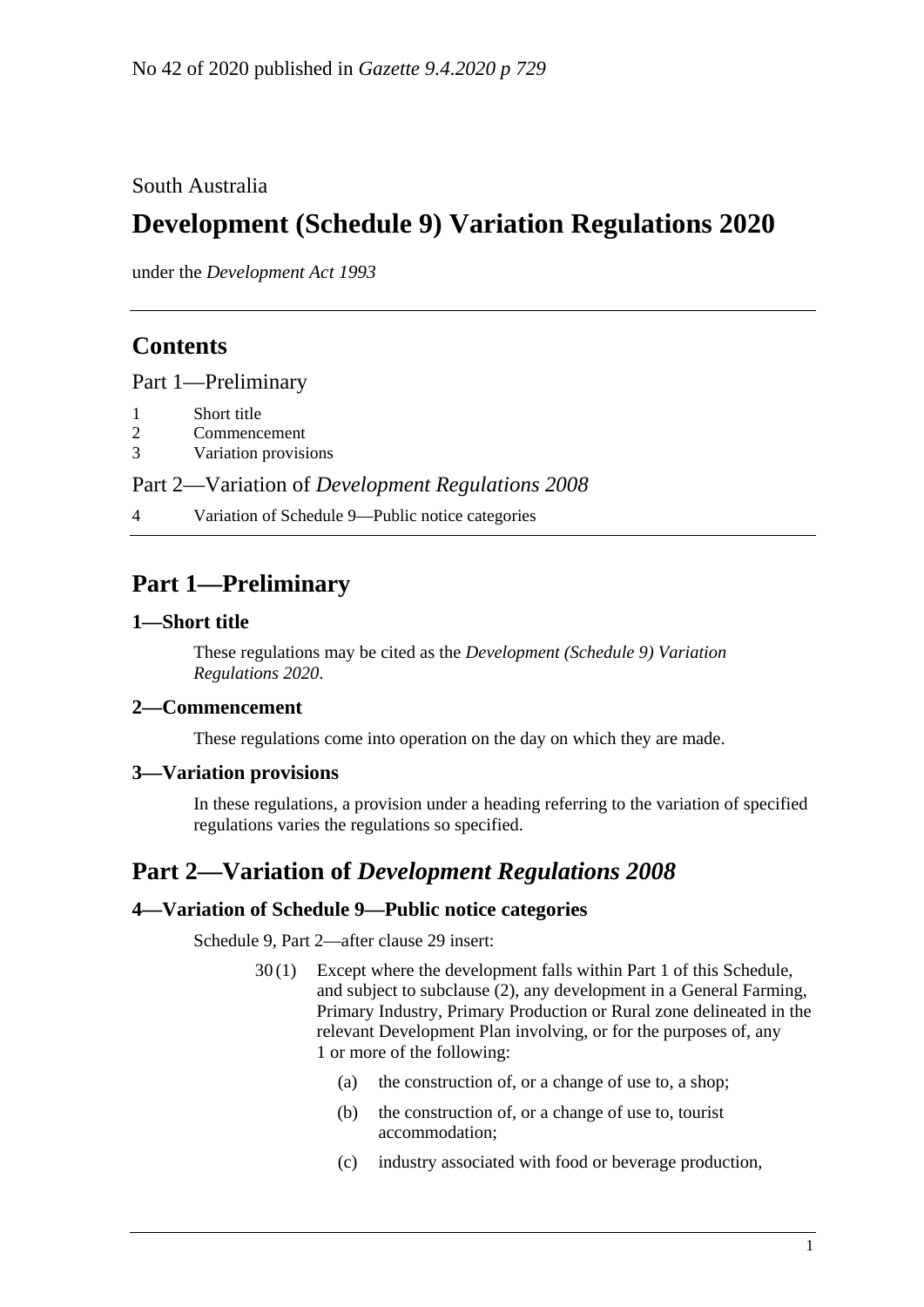No 42 of 2020 published in *Gazette 9.4.2020 p 729*

South Australia

# Development (Schedule 9) Variation Regulations 2020

under the *Development Act 1993*

## Contents

Part 1—Preliminary

1 Short title
2 Commencement
3 Variation provisions

Part 2—Variation of *Development Regulations 2008*

4 Variation of Schedule 9—Public notice categories

## Part 1—Preliminary

### 1—Short title

These regulations may be cited as the *Development (Schedule 9) Variation Regulations 2020*.

### 2—Commencement

These regulations come into operation on the day on which they are made.

### 3—Variation provisions

In these regulations, a provision under a heading referring to the variation of specified regulations varies the regulations so specified.

## Part 2—Variation of *Development Regulations 2008*

### 4—Variation of Schedule 9—Public notice categories

Schedule 9, Part 2—after clause 29 insert:

30 (1) Except where the development falls within Part 1 of this Schedule, and subject to subclause (2), any development in a General Farming, Primary Industry, Primary Production or Rural zone delineated in the relevant Development Plan involving, or for the purposes of, any 1 or more of the following:

(a) the construction of, or a change of use to, a shop;

(b) the construction of, or a change of use to, tourist accommodation;

(c) industry associated with food or beverage production,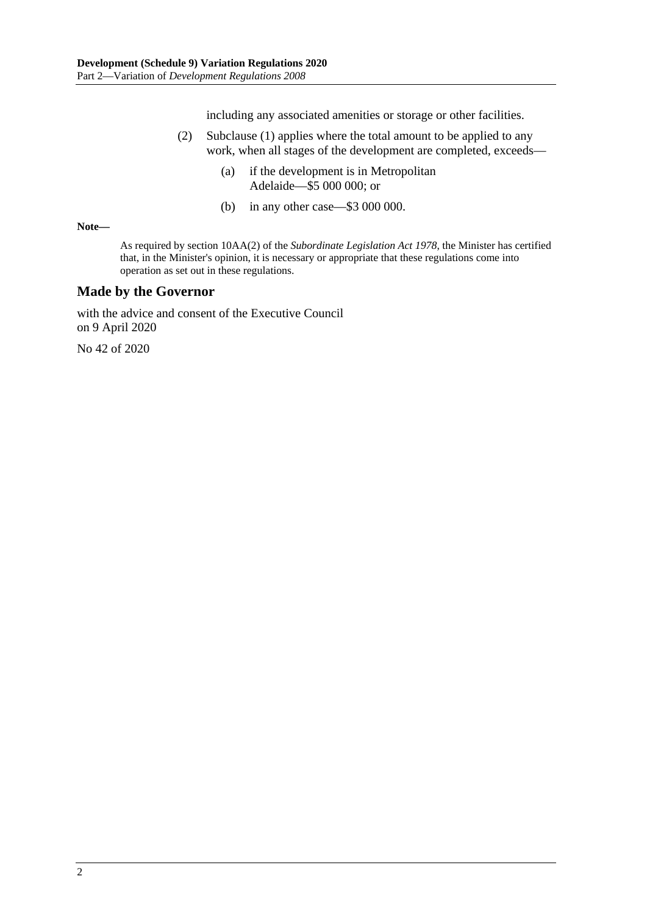including any associated amenities or storage or other facilities.

(2) Subclause (1) applies where the total amount to be applied to any work, when all stages of the development are completed, exceeds—

(a) if the development is in Metropolitan Adelaide—$5 000 000; or

(b) in any other case—$3 000 000.

**Note—**

As required by section 10AA(2) of the *Subordinate Legislation Act 1978*, the Minister has certified that, in the Minister's opinion, it is necessary or appropriate that these regulations come into operation as set out in these regulations.

## Made by the Governor

with the advice and consent of the Executive Council on 9 April 2020

No 42 of 2020